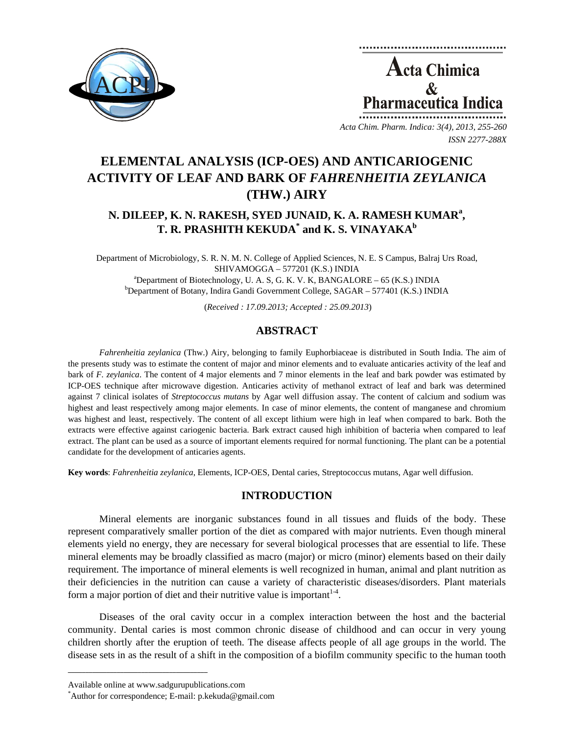# ELEMENTAL ANALYSIS (ICP-OES) AND ANTICARIOGENIC ACTIVITY OF LEAF AND BARK OF *FAHRENHEITIA ZEYLANICA* (THW.) AIRY

**N. DILEEP, K. N. RAKESH, SYED JUNAID, K. A. RAMESH KUMAR[a], T. R. PRASHITH KEKUDA[*] and K. S. VINAYAKA[b]**

Department of Microbiology, S. R. N. M. N. College of Applied Sciences, N. E. S Campus, Balraj Urs Road, SHIVAMOGGA – 577201 (K.S.) INDIA

[a]Department of Biotechnology, U. A. S, G. K. V. K, BANGALORE – 65 (K.S.) INDIA

[b]Department of Botany, Indira Gandi Government College, SAGAR – 577401 (K.S.) INDIA

(*Received : 17.09.2013; Accepted : 25.09.2013*)

## ABSTRACT

*Fahrenheitia zeylanica* (Thw.) Airy, belonging to family Euphorbiaceae is distributed in South India. The aim of the presents study was to estimate the content of major and minor elements and to evaluate anticaries activity of the leaf and bark of *F. zeylanica*. The content of 4 major elements and 7 minor elements in the leaf and bark powder was estimated by ICP-OES technique after microwave digestion. Anticaries activity of methanol extract of leaf and bark was determined against 7 clinical isolates of *Streptococcus mutans* by Agar well diffusion assay. The content of calcium and sodium was highest and least respectively among major elements. In case of minor elements, the content of manganese and chromium was highest and least, respectively. The content of all except lithium were high in leaf when compared to bark. Both the extracts were effective against cariogenic bacteria. Bark extract caused high inhibition of bacteria when compared to leaf extract. The plant can be used as a source of important elements required for normal functioning. The plant can be a potential candidate for the development of anticaries agents.

**Key words**: *Fahrenheitia zeylanica*, Elements, ICP-OES, Dental caries, Streptococcus mutans, Agar well diffusion.

## INTRODUCTION

Mineral elements are inorganic substances found in all tissues and fluids of the body. These represent comparatively smaller portion of the diet as compared with major nutrients. Even though mineral elements yield no energy, they are necessary for several biological processes that are essential to life. These mineral elements may be broadly classified as macro (major) or micro (minor) elements based on their daily requirement. The importance of mineral elements is well recognized in human, animal and plant nutrition as their deficiencies in the nutrition can cause a variety of characteristic diseases/disorders. Plant materials form a major portion of diet and their nutritive value is important[1-4].

Diseases of the oral cavity occur in a complex interaction between the host and the bacterial community. Dental caries is most common chronic disease of childhood and can occur in very young children shortly after the eruption of teeth. The disease affects people of all age groups in the world. The disease sets in as the result of a shift in the composition of a biofilm community specific to the human tooth

---

Available online at www.sadgurupublications.com

[*]Author for correspondence; E-mail: p.kekuda@gmail.com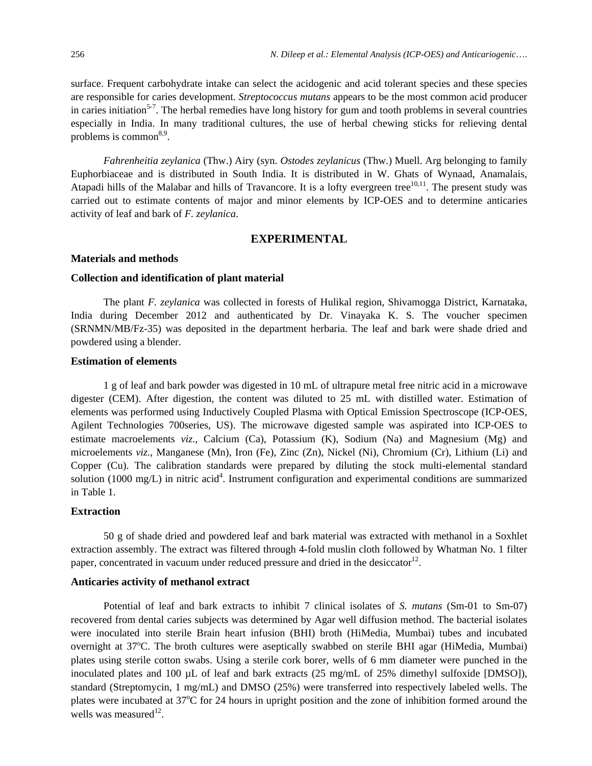surface. Frequent carbohydrate intake can select the acidogenic and acid tolerant species and these species are responsible for caries development. *Streptococcus mutans* appears to be the most common acid producer in caries initiation[5-7]. The herbal remedies have long history for gum and tooth problems in several countries especially in India. In many traditional cultures, the use of herbal chewing sticks for relieving dental problems is common[8,9].

*Fahrenheitia zeylanica* (Thw.) Airy (syn. *Ostodes zeylanicus* (Thw.) Muell. Arg belonging to family Euphorbiaceae and is distributed in South India. It is distributed in W. Ghats of Wynaad, Anamalais, Atapadi hills of the Malabar and hills of Travancore. It is a lofty evergreen tree[10,11]. The present study was carried out to estimate contents of major and minor elements by ICP-OES and to determine anticaries activity of leaf and bark of *F. zeylanica*.

## EXPERIMENTAL

### Materials and methods

### Collection and identification of plant material

The plant *F. zeylanica* was collected in forests of Hulikal region, Shivamogga District, Karnataka, India during December 2012 and authenticated by Dr. Vinayaka K. S. The voucher specimen (SRNMN/MB/Fz-35) was deposited in the department herbaria. The leaf and bark were shade dried and powdered using a blender.

### Estimation of elements

1 g of leaf and bark powder was digested in 10 mL of ultrapure metal free nitric acid in a microwave digester (CEM). After digestion, the content was diluted to 25 mL with distilled water. Estimation of elements was performed using Inductively Coupled Plasma with Optical Emission Spectroscope (ICP-OES, Agilent Technologies 700series, US). The microwave digested sample was aspirated into ICP-OES to estimate macroelements *viz*., Calcium (Ca), Potassium (K), Sodium (Na) and Magnesium (Mg) and microelements *viz*., Manganese (Mn), Iron (Fe), Zinc (Zn), Nickel (Ni), Chromium (Cr), Lithium (Li) and Copper (Cu). The calibration standards were prepared by diluting the stock multi-elemental standard solution (1000 mg/L) in nitric acid[4]. Instrument configuration and experimental conditions are summarized in Table 1.

### Extraction

50 g of shade dried and powdered leaf and bark material was extracted with methanol in a Soxhlet extraction assembly. The extract was filtered through 4-fold muslin cloth followed by Whatman No. 1 filter paper, concentrated in vacuum under reduced pressure and dried in the desiccator[12].

### Anticaries activity of methanol extract

Potential of leaf and bark extracts to inhibit 7 clinical isolates of *S. mutans* (Sm-01 to Sm-07) recovered from dental caries subjects was determined by Agar well diffusion method. The bacterial isolates were inoculated into sterile Brain heart infusion (BHI) broth (HiMedia, Mumbai) tubes and incubated overnight at 37°C. The broth cultures were aseptically swabbed on sterile BHI agar (HiMedia, Mumbai) plates using sterile cotton swabs. Using a sterile cork borer, wells of 6 mm diameter were punched in the inoculated plates and 100 µL of leaf and bark extracts (25 mg/mL of 25% dimethyl sulfoxide [DMSO]), standard (Streptomycin, 1 mg/mL) and DMSO (25%) were transferred into respectively labeled wells. The plates were incubated at 37°C for 24 hours in upright position and the zone of inhibition formed around the wells was measured[12].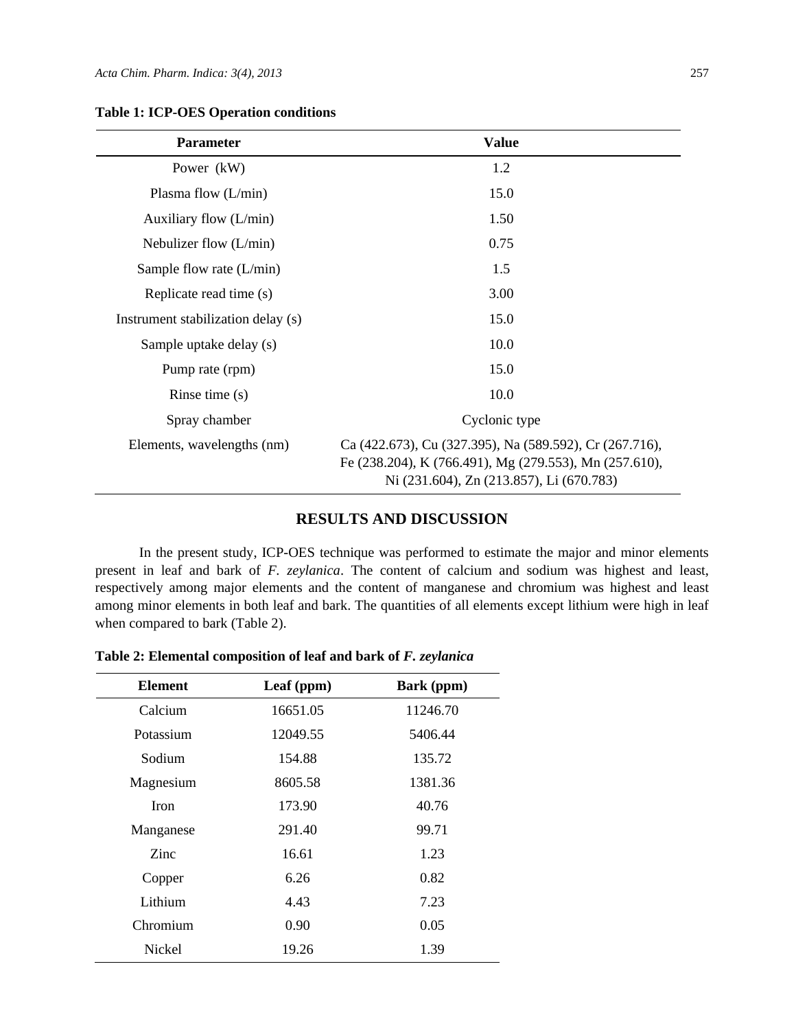**Table 1: ICP-OES Operation conditions**

| Parameter | Value |
|---|---|
| Power (kW) | 1.2 |
| Plasma flow (L/min) | 15.0 |
| Auxiliary flow (L/min) | 1.50 |
| Nebulizer flow (L/min) | 0.75 |
| Sample flow rate (L/min) | 1.5 |
| Replicate read time (s) | 3.00 |
| Instrument stabilization delay (s) | 15.0 |
| Sample uptake delay (s) | 10.0 |
| Pump rate (rpm) | 15.0 |
| Rinse time (s) | 10.0 |
| Spray chamber | Cyclonic type |
| Elements, wavelengths (nm) | Ca (422.673), Cu (327.395), Na (589.592), Cr (267.716), Fe (238.204), K (766.491), Mg (279.553), Mn (257.610), Ni (231.604), Zn (213.857), Li (670.783) |

## RESULTS AND DISCUSSION

In the present study, ICP-OES technique was performed to estimate the major and minor elements present in leaf and bark of *F. zeylanica*. The content of calcium and sodium was highest and least, respectively among major elements and the content of manganese and chromium was highest and least among minor elements in both leaf and bark. The quantities of all elements except lithium were high in leaf when compared to bark (Table 2).

**Table 2: Elemental composition of leaf and bark of *F. zeylanica***

| Element | Leaf (ppm) | Bark (ppm) |
|---|---|---|
| Calcium | 16651.05 | 11246.70 |
| Potassium | 12049.55 | 5406.44 |
| Sodium | 154.88 | 135.72 |
| Magnesium | 8605.58 | 1381.36 |
| Iron | 173.90 | 40.76 |
| Manganese | 291.40 | 99.71 |
| Zinc | 16.61 | 1.23 |
| Copper | 6.26 | 0.82 |
| Lithium | 4.43 | 7.23 |
| Chromium | 0.90 | 0.05 |
| Nickel | 19.26 | 1.39 |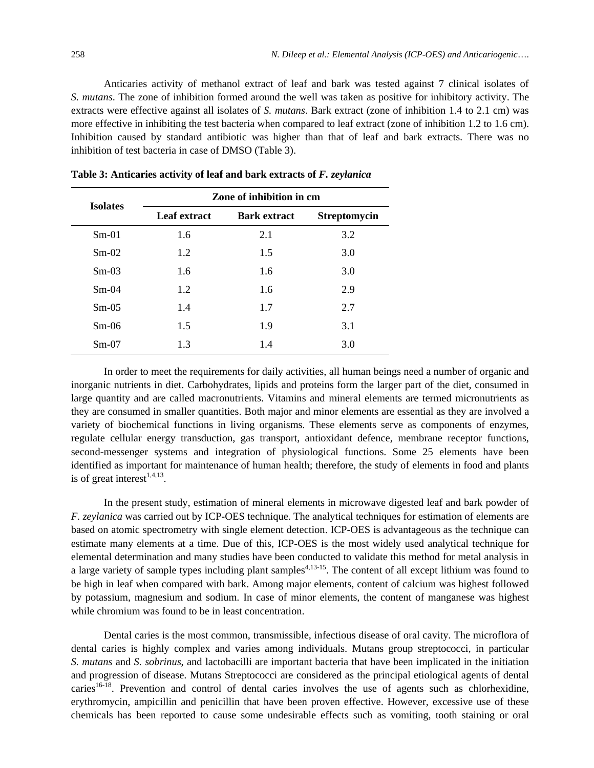Anticaries activity of methanol extract of leaf and bark was tested against 7 clinical isolates of *S. mutans*. The zone of inhibition formed around the well was taken as positive for inhibitory activity. The extracts were effective against all isolates of *S. mutans*. Bark extract (zone of inhibition 1.4 to 2.1 cm) was more effective in inhibiting the test bacteria when compared to leaf extract (zone of inhibition 1.2 to 1.6 cm). Inhibition caused by standard antibiotic was higher than that of leaf and bark extracts. There was no inhibition of test bacteria in case of DMSO (Table 3).

**Table 3: Anticaries activity of leaf and bark extracts of *F. zeylanica***

| Isolates | Zone of inhibition in cm | | |
|---|---|---|---|
| | Leaf extract | Bark extract | Streptomycin |
| Sm-01 | 1.6 | 2.1 | 3.2 |
| Sm-02 | 1.2 | 1.5 | 3.0 |
| Sm-03 | 1.6 | 1.6 | 3.0 |
| Sm-04 | 1.2 | 1.6 | 2.9 |
| Sm-05 | 1.4 | 1.7 | 2.7 |
| Sm-06 | 1.5 | 1.9 | 3.1 |
| Sm-07 | 1.3 | 1.4 | 3.0 |

In order to meet the requirements for daily activities, all human beings need a number of organic and inorganic nutrients in diet. Carbohydrates, lipids and proteins form the larger part of the diet, consumed in large quantity and are called macronutrients. Vitamins and mineral elements are termed micronutrients as they are consumed in smaller quantities. Both major and minor elements are essential as they are involved a variety of biochemical functions in living organisms. These elements serve as components of enzymes, regulate cellular energy transduction, gas transport, antioxidant defence, membrane receptor functions, second-messenger systems and integration of physiological functions. Some 25 elements have been identified as important for maintenance of human health; therefore, the study of elements in food and plants is of great interest[1,4,13].

In the present study, estimation of mineral elements in microwave digested leaf and bark powder of *F. zeylanica* was carried out by ICP-OES technique. The analytical techniques for estimation of elements are based on atomic spectrometry with single element detection. ICP-OES is advantageous as the technique can estimate many elements at a time. Due of this, ICP-OES is the most widely used analytical technique for elemental determination and many studies have been conducted to validate this method for metal analysis in a large variety of sample types including plant samples[4,13-15]. The content of all except lithium was found to be high in leaf when compared with bark. Among major elements, content of calcium was highest followed by potassium, magnesium and sodium. In case of minor elements, the content of manganese was highest while chromium was found to be in least concentration.

Dental caries is the most common, transmissible, infectious disease of oral cavity. The microflora of dental caries is highly complex and varies among individuals. Mutans group streptococci, in particular *S. mutans* and *S. sobrinus*, and lactobacilli are important bacteria that have been implicated in the initiation and progression of disease. Mutans Streptococci are considered as the principal etiological agents of dental caries[16-18]. Prevention and control of dental caries involves the use of agents such as chlorhexidine, erythromycin, ampicillin and penicillin that have been proven effective. However, excessive use of these chemicals has been reported to cause some undesirable effects such as vomiting, tooth staining or oral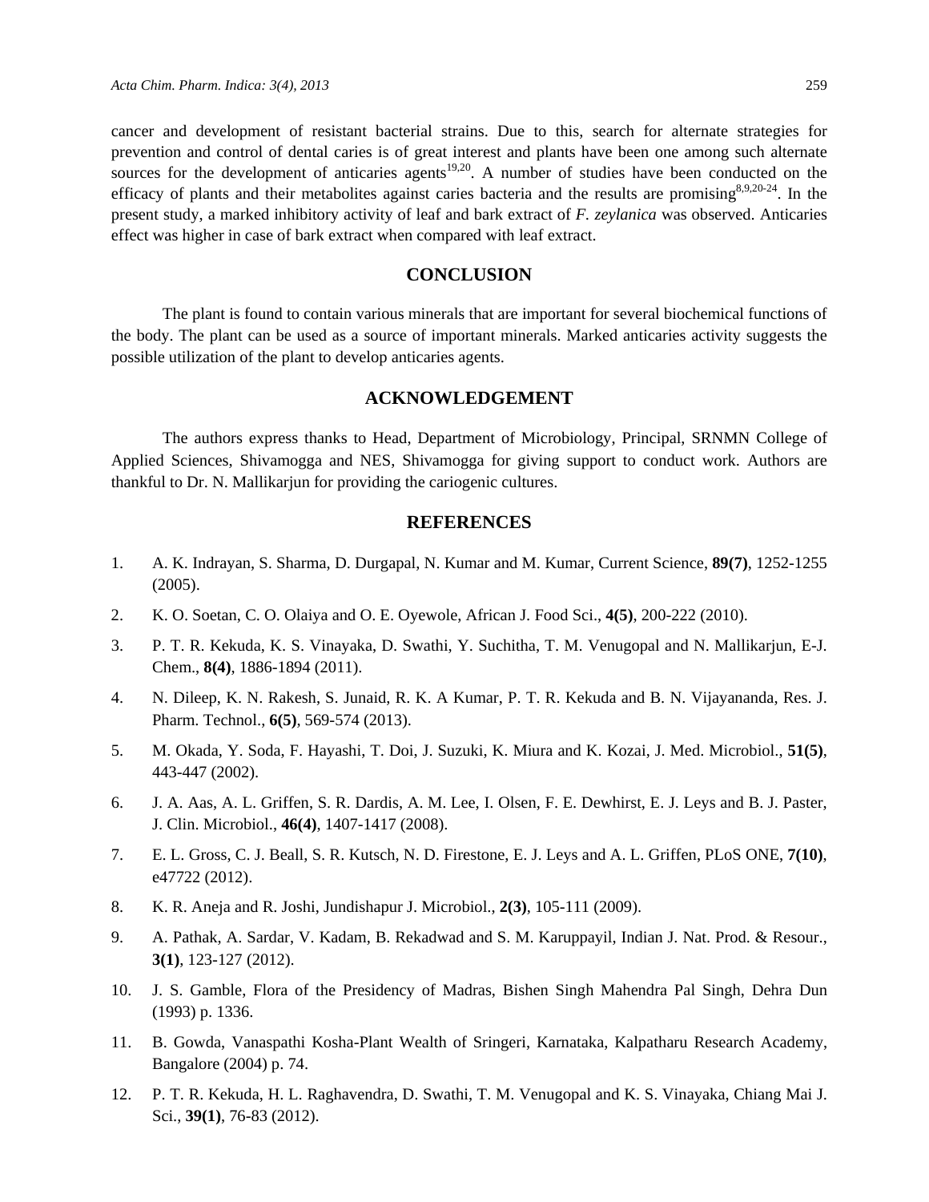cancer and development of resistant bacterial strains. Due to this, search for alternate strategies for prevention and control of dental caries is of great interest and plants have been one among such alternate sources for the development of anticaries agents[19,20]. A number of studies have been conducted on the efficacy of plants and their metabolites against caries bacteria and the results are promising[8,9,20-24]. In the present study, a marked inhibitory activity of leaf and bark extract of *F. zeylanica* was observed. Anticaries effect was higher in case of bark extract when compared with leaf extract.

## CONCLUSION

The plant is found to contain various minerals that are important for several biochemical functions of the body. The plant can be used as a source of important minerals. Marked anticaries activity suggests the possible utilization of the plant to develop anticaries agents.

## ACKNOWLEDGEMENT

The authors express thanks to Head, Department of Microbiology, Principal, SRNMN College of Applied Sciences, Shivamogga and NES, Shivamogga for giving support to conduct work. Authors are thankful to Dr. N. Mallikarjun for providing the cariogenic cultures.

## REFERENCES

1. A. K. Indrayan, S. Sharma, D. Durgapal, N. Kumar and M. Kumar, Current Science, **89(7)**, 1252-1255 (2005).
2. K. O. Soetan, C. O. Olaiya and O. E. Oyewole, African J. Food Sci., **4(5)**, 200-222 (2010).
3. P. T. R. Kekuda, K. S. Vinayaka, D. Swathi, Y. Suchitha, T. M. Venugopal and N. Mallikarjun, E-J. Chem., **8(4)**, 1886-1894 (2011).
4. N. Dileep, K. N. Rakesh, S. Junaid, R. K. A Kumar, P. T. R. Kekuda and B. N. Vijayananda, Res. J. Pharm. Technol., **6(5)**, 569-574 (2013).
5. M. Okada, Y. Soda, F. Hayashi, T. Doi, J. Suzuki, K. Miura and K. Kozai, J. Med. Microbiol., **51(5)**, 443-447 (2002).
6. J. A. Aas, A. L. Griffen, S. R. Dardis, A. M. Lee, I. Olsen, F. E. Dewhirst, E. J. Leys and B. J. Paster, J. Clin. Microbiol., **46(4)**, 1407-1417 (2008).
7. E. L. Gross, C. J. Beall, S. R. Kutsch, N. D. Firestone, E. J. Leys and A. L. Griffen, PLoS ONE, **7(10)**, e47722 (2012).
8. K. R. Aneja and R. Joshi, Jundishapur J. Microbiol., **2(3)**, 105-111 (2009).
9. A. Pathak, A. Sardar, V. Kadam, B. Rekadwad and S. M. Karuppayil, Indian J. Nat. Prod. & Resour., **3(1)**, 123-127 (2012).
10. J. S. Gamble, Flora of the Presidency of Madras, Bishen Singh Mahendra Pal Singh, Dehra Dun (1993) p. 1336.
11. B. Gowda, Vanaspathi Kosha-Plant Wealth of Sringeri, Karnataka, Kalpatharu Research Academy, Bangalore (2004) p. 74.
12. P. T. R. Kekuda, H. L. Raghavendra, D. Swathi, T. M. Venugopal and K. S. Vinayaka, Chiang Mai J. Sci., **39(1)**, 76-83 (2012).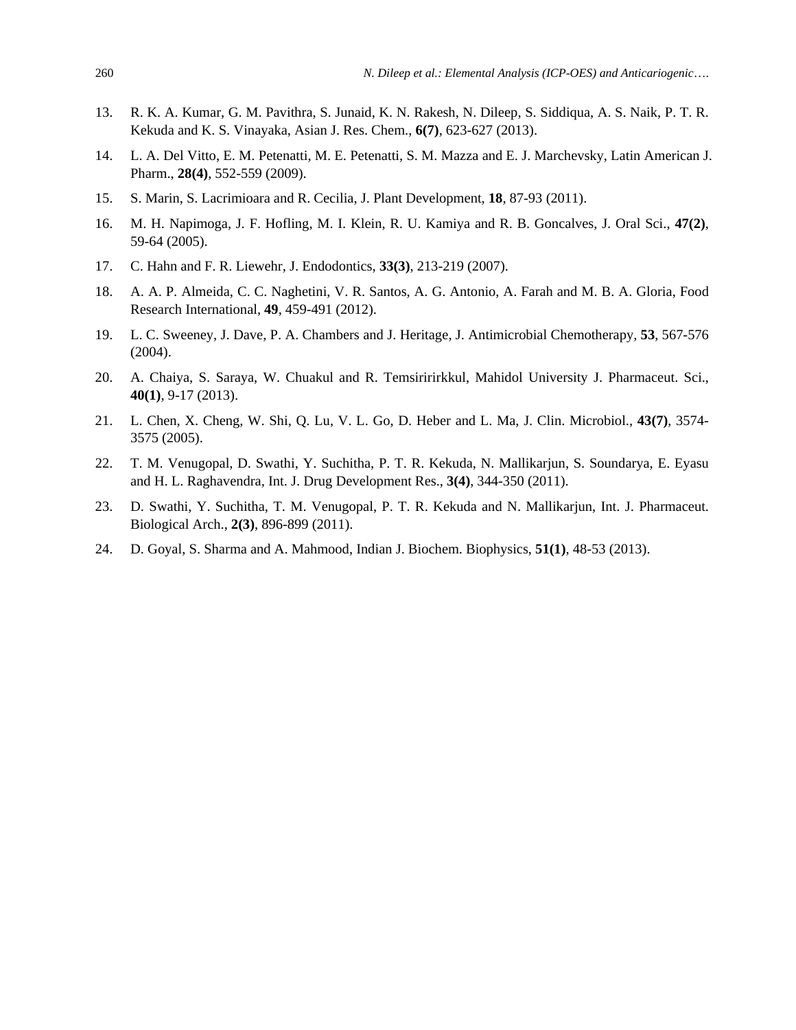13. R. K. A. Kumar, G. M. Pavithra, S. Junaid, K. N. Rakesh, N. Dileep, S. Siddiqua, A. S. Naik, P. T. R. Kekuda and K. S. Vinayaka, Asian J. Res. Chem., **6(7)**, 623-627 (2013).

14. L. A. Del Vitto, E. M. Petenatti, M. E. Petenatti, S. M. Mazza and E. J. Marchevsky, Latin American J. Pharm., **28(4)**, 552-559 (2009).

15. S. Marin, S. Lacrimioara and R. Cecilia, J. Plant Development, **18**, 87-93 (2011).

16. M. H. Napimoga, J. F. Hofling, M. I. Klein, R. U. Kamiya and R. B. Goncalves, J. Oral Sci., **47(2)**, 59-64 (2005).

17. C. Hahn and F. R. Liewehr, J. Endodontics, **33(3)**, 213-219 (2007).

18. A. A. P. Almeida, C. C. Naghetini, V. R. Santos, A. G. Antonio, A. Farah and M. B. A. Gloria, Food Research International, **49**, 459-491 (2012).

19. L. C. Sweeney, J. Dave, P. A. Chambers and J. Heritage, J. Antimicrobial Chemotherapy, **53**, 567-576 (2004).

20. A. Chaiya, S. Saraya, W. Chuakul and R. Temsiririrkkul, Mahidol University J. Pharmaceut. Sci., **40(1)**, 9-17 (2013).

21. L. Chen, X. Cheng, W. Shi, Q. Lu, V. L. Go, D. Heber and L. Ma, J. Clin. Microbiol., **43(7)**, 3574-3575 (2005).

22. T. M. Venugopal, D. Swathi, Y. Suchitha, P. T. R. Kekuda, N. Mallikarjun, S. Soundarya, E. Eyasu and H. L. Raghavendra, Int. J. Drug Development Res., **3(4)**, 344-350 (2011).

23. D. Swathi, Y. Suchitha, T. M. Venugopal, P. T. R. Kekuda and N. Mallikarjun, Int. J. Pharmaceut. Biological Arch., **2(3)**, 896-899 (2011).

24. D. Goyal, S. Sharma and A. Mahmood, Indian J. Biochem. Biophysics, **51(1)**, 48-53 (2013).